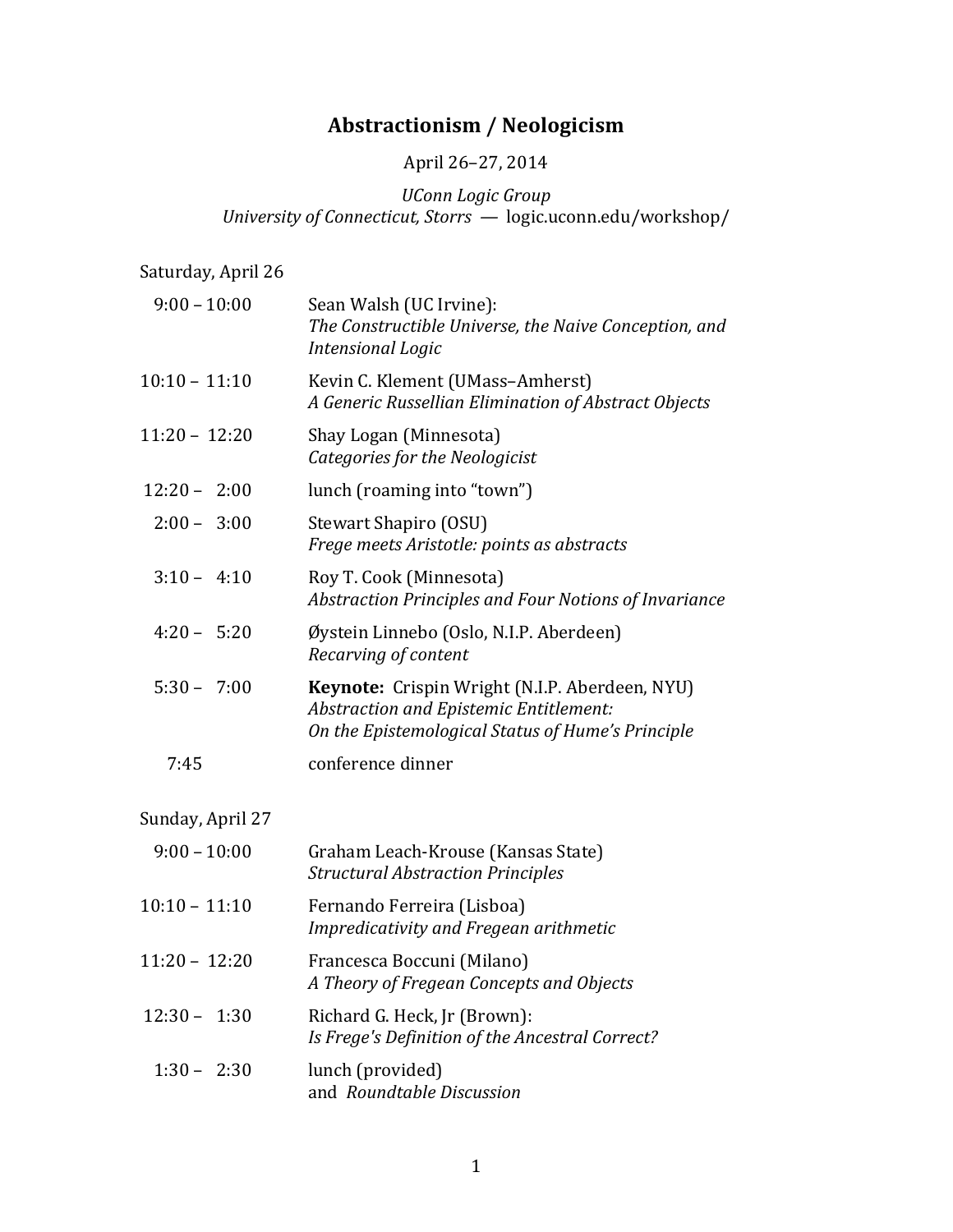# Abstractionism / Neologicism

April 26–27, 2014

*UConn Logic Group*
*University of Connecticut, Storrs* — logic.uconn.edu/workshop/

## Saturday, April 26

| | |
|---|---|
| 9:00 – 10:00 | Sean Walsh (UC Irvine): *The Constructible Universe, the Naive Conception, and Intensional Logic* |
| 10:10 – 11:10 | Kevin C. Klement (UMass–Amherst) *A Generic Russellian Elimination of Abstract Objects* |
| 11:20 – 12:20 | Shay Logan (Minnesota) *Categories for the Neologicist* |
| 12:20 – 2:00 | lunch (roaming into "town") |
| 2:00 – 3:00 | Stewart Shapiro (OSU) *Frege meets Aristotle: points as abstracts* |
| 3:10 – 4:10 | Roy T. Cook (Minnesota) *Abstraction Principles and Four Notions of Invariance* |
| 4:20 – 5:20 | Øystein Linnebo (Oslo, N.I.P. Aberdeen) *Recarving of content* |
| 5:30 – 7:00 | **Keynote:** Crispin Wright (N.I.P. Aberdeen, NYU) *Abstraction and Epistemic Entitlement: On the Epistemological Status of Hume's Principle* |
| 7:45 | conference dinner |

## Sunday, April 27

| | |
|---|---|
| 9:00 – 10:00 | Graham Leach-Krouse (Kansas State) *Structural Abstraction Principles* |
| 10:10 – 11:10 | Fernando Ferreira (Lisboa) *Impredicativity and Fregean arithmetic* |
| 11:20 – 12:20 | Francesca Boccuni (Milano) *A Theory of Fregean Concepts and Objects* |
| 12:30 – 1:30 | Richard G. Heck, Jr (Brown): *Is Frege's Definition of the Ancestral Correct?* |
| 1:30 – 2:30 | lunch (provided) and *Roundtable Discussion* |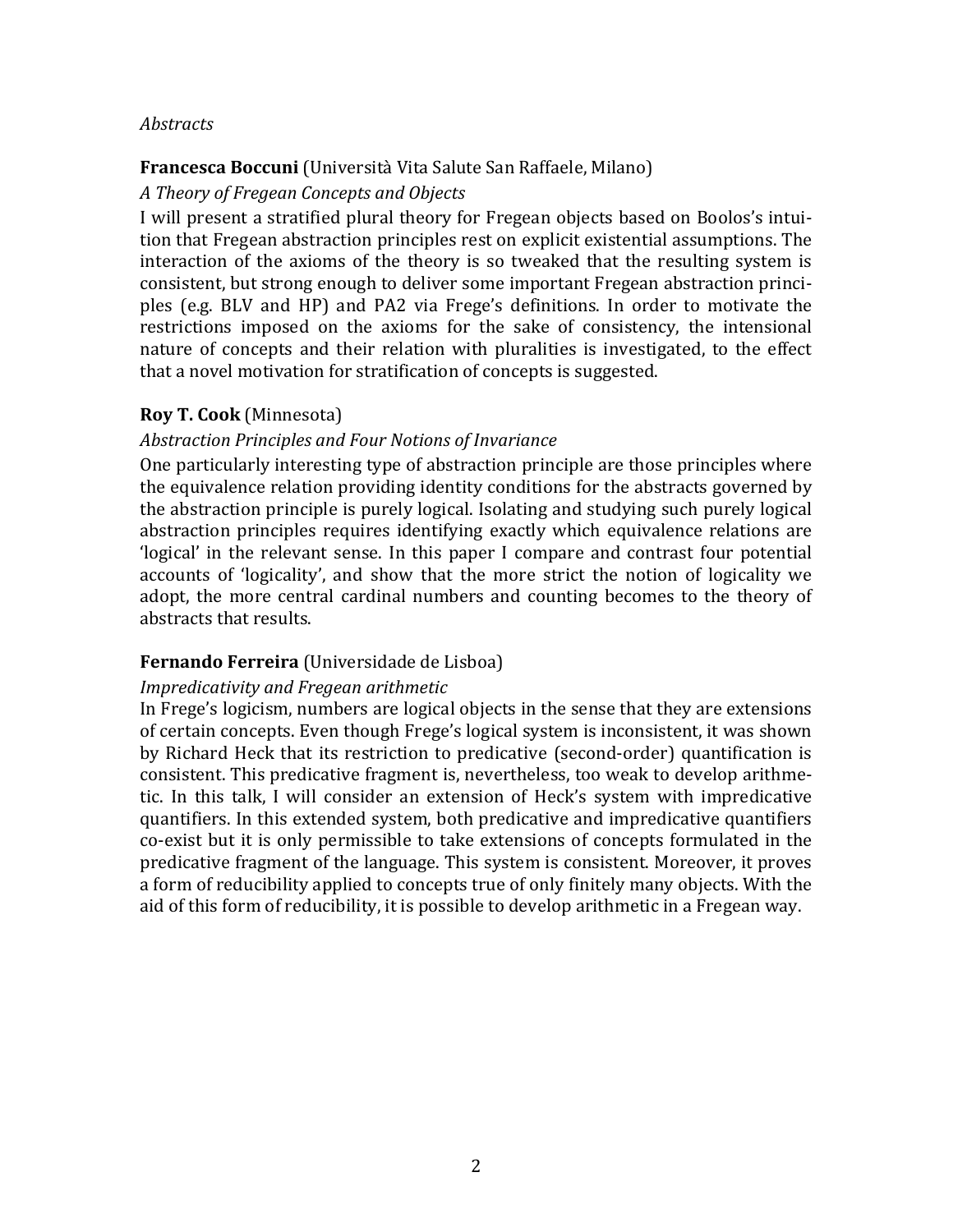*Abstracts*

**Francesca Boccuni** (Università Vita Salute San Raffaele, Milano)

*A Theory of Fregean Concepts and Objects*

I will present a stratified plural theory for Fregean objects based on Boolos's intuition that Fregean abstraction principles rest on explicit existential assumptions. The interaction of the axioms of the theory is so tweaked that the resulting system is consistent, but strong enough to deliver some important Fregean abstraction principles (e.g. BLV and HP) and PA2 via Frege's definitions. In order to motivate the restrictions imposed on the axioms for the sake of consistency, the intensional nature of concepts and their relation with pluralities is investigated, to the effect that a novel motivation for stratification of concepts is suggested.

**Roy T. Cook** (Minnesota)

*Abstraction Principles and Four Notions of Invariance*

One particularly interesting type of abstraction principle are those principles where the equivalence relation providing identity conditions for the abstracts governed by the abstraction principle is purely logical. Isolating and studying such purely logical abstraction principles requires identifying exactly which equivalence relations are 'logical' in the relevant sense. In this paper I compare and contrast four potential accounts of 'logicality', and show that the more strict the notion of logicality we adopt, the more central cardinal numbers and counting becomes to the theory of abstracts that results.

**Fernando Ferreira** (Universidade de Lisboa)

*Impredicativity and Fregean arithmetic*

In Frege's logicism, numbers are logical objects in the sense that they are extensions of certain concepts. Even though Frege's logical system is inconsistent, it was shown by Richard Heck that its restriction to predicative (second-order) quantification is consistent. This predicative fragment is, nevertheless, too weak to develop arithmetic. In this talk, I will consider an extension of Heck's system with impredicative quantifiers. In this extended system, both predicative and impredicative quantifiers co-exist but it is only permissible to take extensions of concepts formulated in the predicative fragment of the language. This system is consistent. Moreover, it proves a form of reducibility applied to concepts true of only finitely many objects. With the aid of this form of reducibility, it is possible to develop arithmetic in a Fregean way.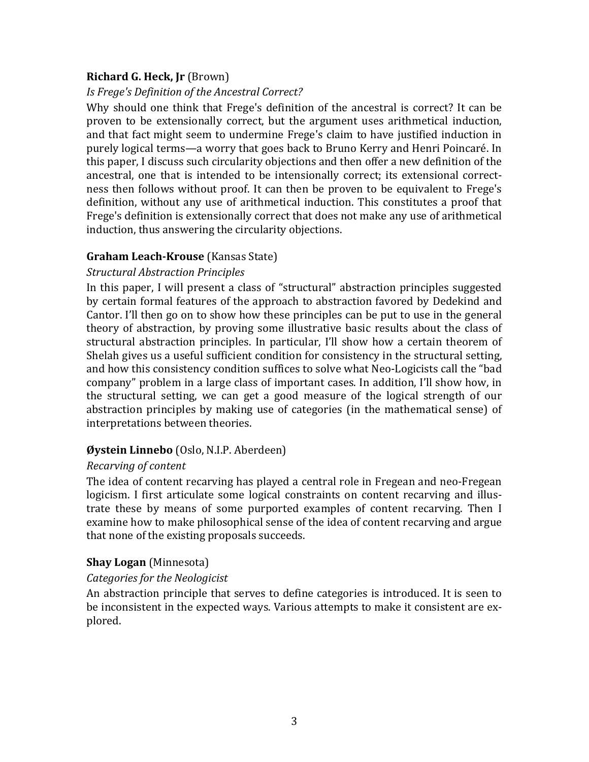**Richard G. Heck, Jr** (Brown)

*Is Frege's Definition of the Ancestral Correct?*

Why should one think that Frege's definition of the ancestral is correct? It can be proven to be extensionally correct, but the argument uses arithmetical induction, and that fact might seem to undermine Frege's claim to have justified induction in purely logical terms—a worry that goes back to Bruno Kerry and Henri Poincaré. In this paper, I discuss such circularity objections and then offer a new definition of the ancestral, one that is intended to be intensionally correct; its extensional correctness then follows without proof. It can then be proven to be equivalent to Frege's definition, without any use of arithmetical induction. This constitutes a proof that Frege's definition is extensionally correct that does not make any use of arithmetical induction, thus answering the circularity objections.

**Graham Leach-Krouse** (Kansas State)

*Structural Abstraction Principles*

In this paper, I will present a class of "structural" abstraction principles suggested by certain formal features of the approach to abstraction favored by Dedekind and Cantor. I'll then go on to show how these principles can be put to use in the general theory of abstraction, by proving some illustrative basic results about the class of structural abstraction principles. In particular, I'll show how a certain theorem of Shelah gives us a useful sufficient condition for consistency in the structural setting, and how this consistency condition suffices to solve what Neo-Logicists call the "bad company" problem in a large class of important cases. In addition, I'll show how, in the structural setting, we can get a good measure of the logical strength of our abstraction principles by making use of categories (in the mathematical sense) of interpretations between theories.

**Øystein Linnebo** (Oslo, N.I.P. Aberdeen)

*Recarving of content*

The idea of content recarving has played a central role in Fregean and neo-Fregean logicism. I first articulate some logical constraints on content recarving and illustrate these by means of some purported examples of content recarving. Then I examine how to make philosophical sense of the idea of content recarving and argue that none of the existing proposals succeeds.

**Shay Logan** (Minnesota)

*Categories for the Neologicist*

An abstraction principle that serves to define categories is introduced. It is seen to be inconsistent in the expected ways. Various attempts to make it consistent are explored.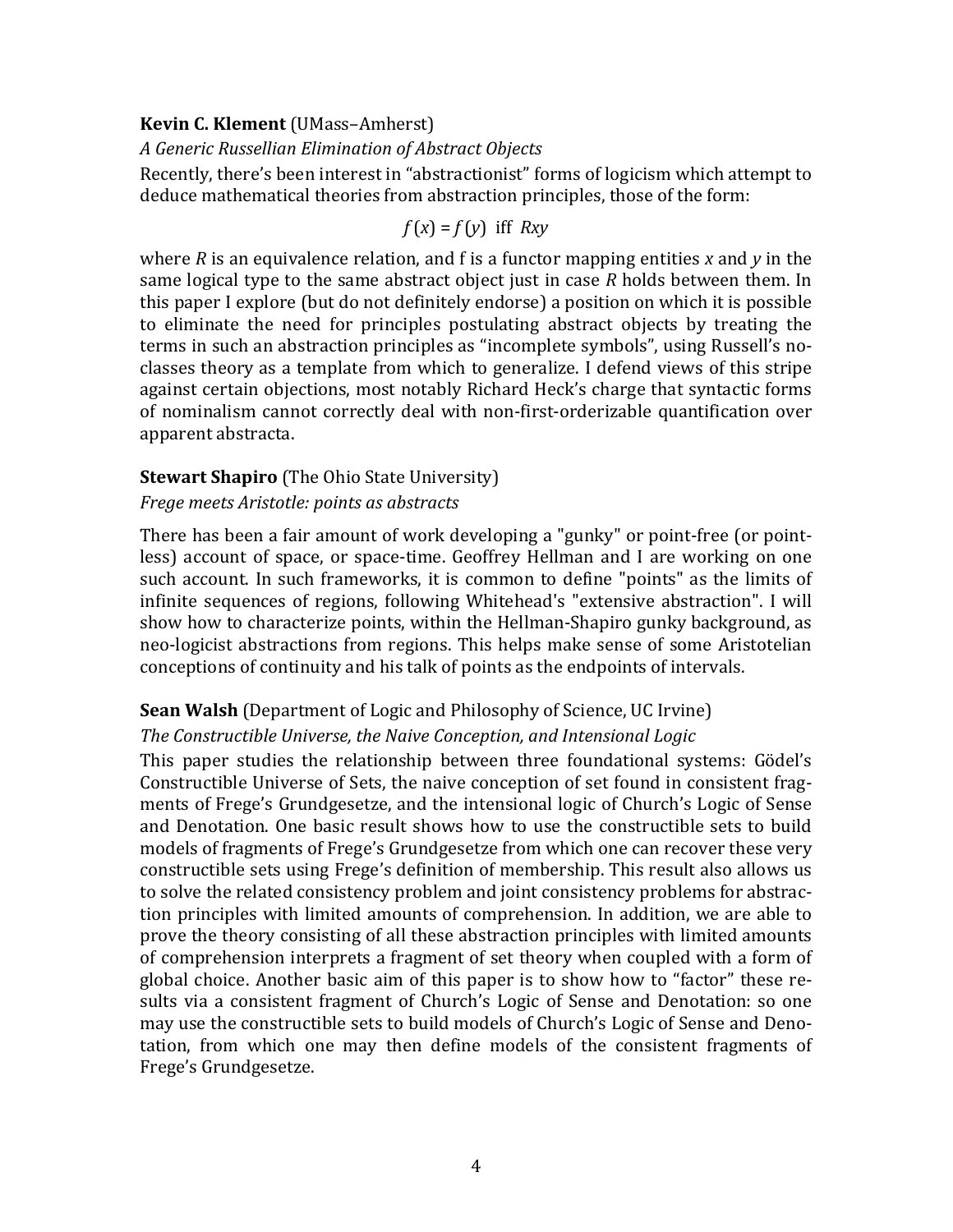**Kevin C. Klement** (UMass–Amherst)

*A Generic Russellian Elimination of Abstract Objects*

Recently, there's been interest in "abstractionist" forms of logicism which attempt to deduce mathematical theories from abstraction principles, those of the form:

$$f(x) = f(y) \text{ iff } Rxy$$

where $R$ is an equivalence relation, and f is a functor mapping entities $x$ and $y$ in the same logical type to the same abstract object just in case $R$ holds between them. In this paper I explore (but do not definitely endorse) a position on which it is possible to eliminate the need for principles postulating abstract objects by treating the terms in such an abstraction principles as "incomplete symbols", using Russell's no-classes theory as a template from which to generalize. I defend views of this stripe against certain objections, most notably Richard Heck's charge that syntactic forms of nominalism cannot correctly deal with non-first-orderizable quantification over apparent abstracta.

**Stewart Shapiro** (The Ohio State University)

*Frege meets Aristotle: points as abstracts*

There has been a fair amount of work developing a "gunky" or point-free (or point-less) account of space, or space-time. Geoffrey Hellman and I are working on one such account. In such frameworks, it is common to define "points" as the limits of infinite sequences of regions, following Whitehead's "extensive abstraction". I will show how to characterize points, within the Hellman-Shapiro gunky background, as neo-logicist abstractions from regions. This helps make sense of some Aristotelian conceptions of continuity and his talk of points as the endpoints of intervals.

**Sean Walsh** (Department of Logic and Philosophy of Science, UC Irvine)

*The Constructible Universe, the Naive Conception, and Intensional Logic*

This paper studies the relationship between three foundational systems: Gödel's Constructible Universe of Sets, the naive conception of set found in consistent fragments of Frege's Grundgesetze, and the intensional logic of Church's Logic of Sense and Denotation. One basic result shows how to use the constructible sets to build models of fragments of Frege's Grundgesetze from which one can recover these very constructible sets using Frege's definition of membership. This result also allows us to solve the related consistency problem and joint consistency problems for abstraction principles with limited amounts of comprehension. In addition, we are able to prove the theory consisting of all these abstraction principles with limited amounts of comprehension interprets a fragment of set theory when coupled with a form of global choice. Another basic aim of this paper is to show how to "factor" these results via a consistent fragment of Church's Logic of Sense and Denotation: so one may use the constructible sets to build models of Church's Logic of Sense and Denotation, from which one may then define models of the consistent fragments of Frege's Grundgesetze.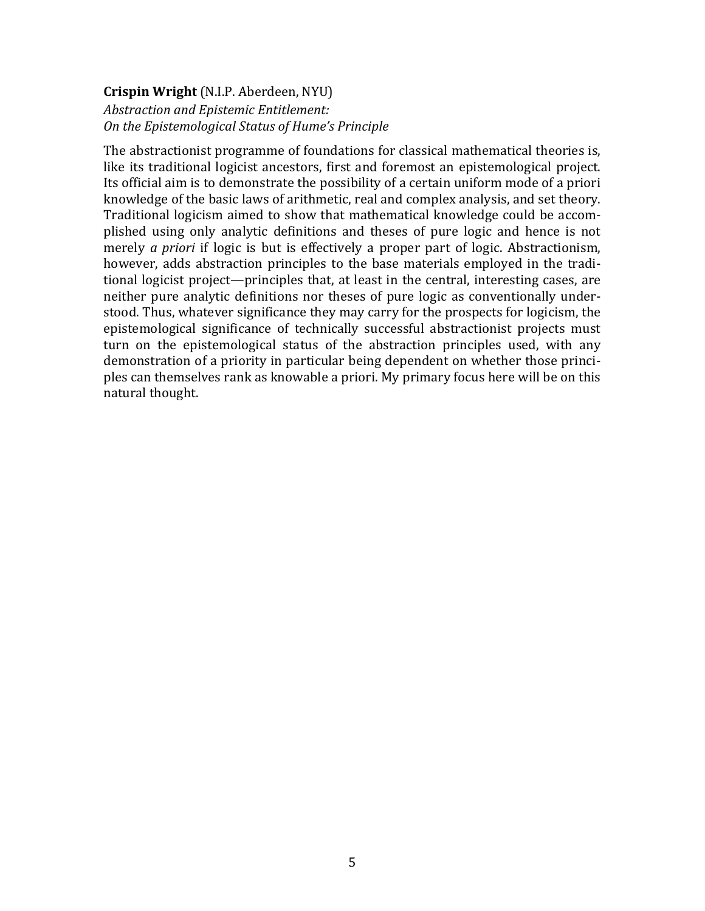**Crispin Wright** (N.I.P. Aberdeen, NYU)

*Abstraction and Epistemic Entitlement:*
*On the Epistemological Status of Hume's Principle*

The abstractionist programme of foundations for classical mathematical theories is, like its traditional logicist ancestors, first and foremost an epistemological project. Its official aim is to demonstrate the possibility of a certain uniform mode of a priori knowledge of the basic laws of arithmetic, real and complex analysis, and set theory. Traditional logicism aimed to show that mathematical knowledge could be accomplished using only analytic definitions and theses of pure logic and hence is not merely *a priori* if logic is but is effectively a proper part of logic. Abstractionism, however, adds abstraction principles to the base materials employed in the traditional logicist project—principles that, at least in the central, interesting cases, are neither pure analytic definitions nor theses of pure logic as conventionally understood. Thus, whatever significance they may carry for the prospects for logicism, the epistemological significance of technically successful abstractionist projects must turn on the epistemological status of the abstraction principles used, with any demonstration of a priority in particular being dependent on whether those principles can themselves rank as knowable a priori. My primary focus here will be on this natural thought.